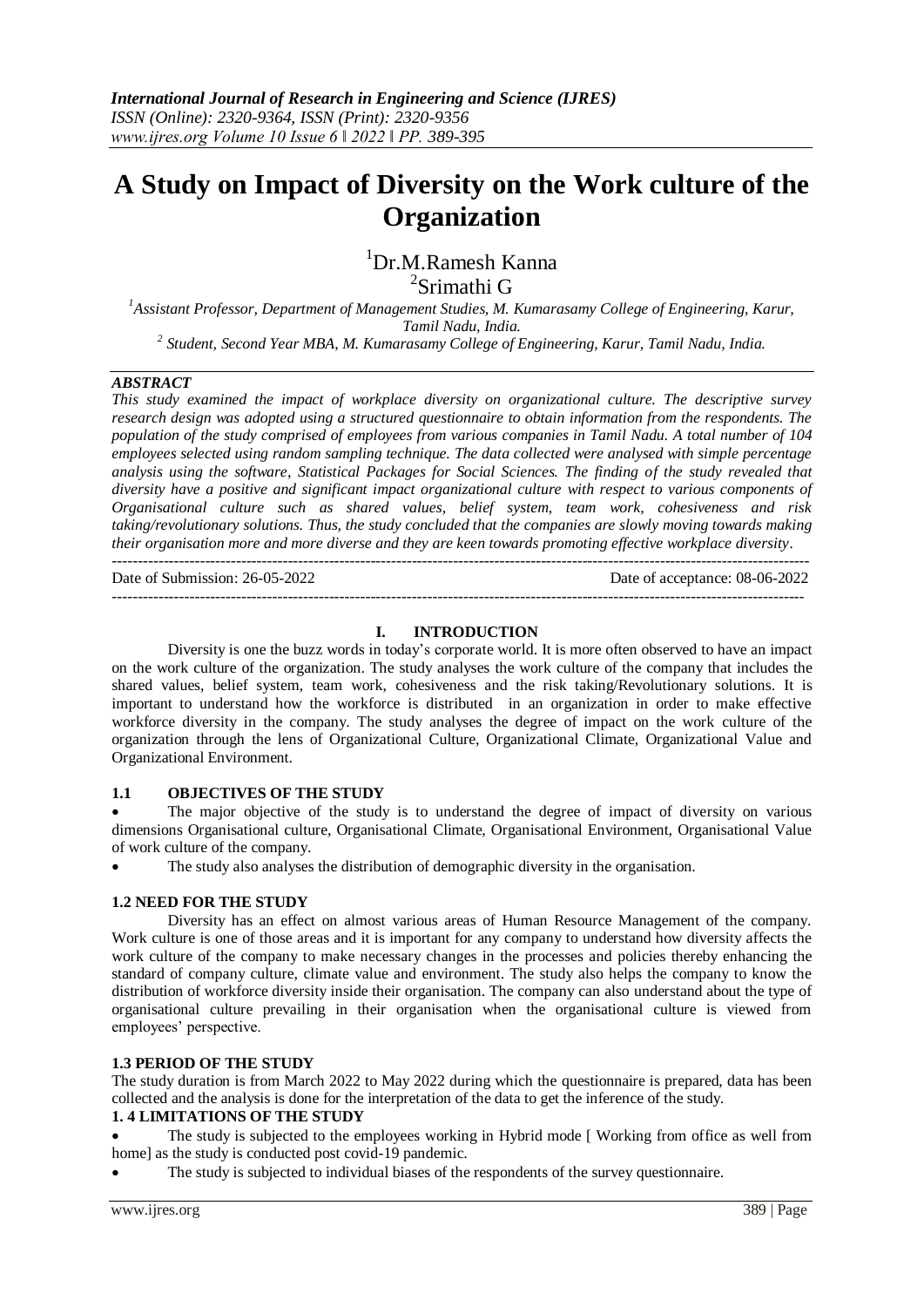# A Study on Impact of Diversity on the Work culture of the Organization

[1]Dr.M.Ramesh Kanna
[2]Srimathi G

[1]*Assistant Professor, Department of Management Studies, M. Kumarasamy College of Engineering, Karur, Tamil Nadu, India.*
[2] *Student, Second Year MBA, M. Kumarasamy College of Engineering, Karur, Tamil Nadu, India.*

***ABSTRACT***

*This study examined the impact of workplace diversity on organizational culture. The descriptive survey research design was adopted using a structured questionnaire to obtain information from the respondents. The population of the study comprised of employees from various companies in Tamil Nadu. A total number of 104 employees selected using random sampling technique. The data collected were analysed with simple percentage analysis using the software, Statistical Packages for Social Sciences. The finding of the study revealed that diversity have a positive and significant impact organizational culture with respect to various components of Organisational culture such as shared values, belief system, team work, cohesiveness and risk taking/revolutionary solutions. Thus, the study concluded that the companies are slowly moving towards making their organisation more and more diverse and they are keen towards promoting effective workplace diversity.*

---

Date of Submission: 26-05-2022 Date of acceptance: 08-06-2022

---

## I. INTRODUCTION

Diversity is one the buzz words in today's corporate world. It is more often observed to have an impact on the work culture of the organization. The study analyses the work culture of the company that includes the shared values, belief system, team work, cohesiveness and the risk taking/Revolutionary solutions. It is important to understand how the workforce is distributed in an organization in order to make effective workforce diversity in the company. The study analyses the degree of impact on the work culture of the organization through the lens of Organizational Culture, Organizational Climate, Organizational Value and Organizational Environment.

### 1.1 OBJECTIVES OF THE STUDY

- The major objective of the study is to understand the degree of impact of diversity on various dimensions Organisational culture, Organisational Climate, Organisational Environment, Organisational Value of work culture of the company.
- The study also analyses the distribution of demographic diversity in the organisation.

### 1.2 NEED FOR THE STUDY

Diversity has an effect on almost various areas of Human Resource Management of the company. Work culture is one of those areas and it is important for any company to understand how diversity affects the work culture of the company to make necessary changes in the processes and policies thereby enhancing the standard of company culture, climate value and environment. The study also helps the company to know the distribution of workforce diversity inside their organisation. The company can also understand about the type of organisational culture prevailing in their organisation when the organisational culture is viewed from employees' perspective.

### 1.3 PERIOD OF THE STUDY

The study duration is from March 2022 to May 2022 during which the questionnaire is prepared, data has been collected and the analysis is done for the interpretation of the data to get the inference of the study.

### 1. 4 LIMITATIONS OF THE STUDY

- The study is subjected to the employees working in Hybrid mode [ Working from office as well from home] as the study is conducted post covid-19 pandemic.
- The study is subjected to individual biases of the respondents of the survey questionnaire.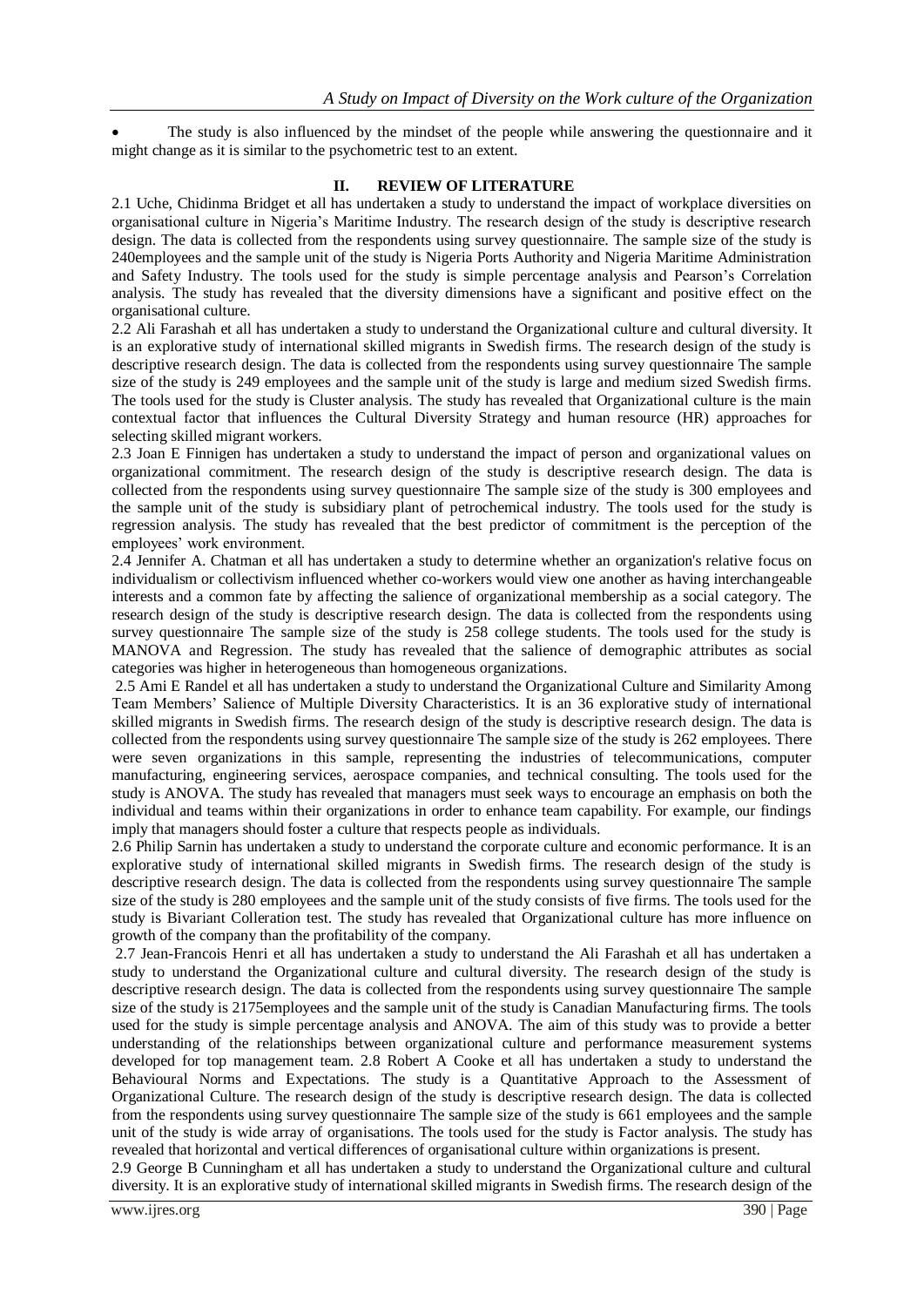- The study is also influenced by the mindset of the people while answering the questionnaire and it might change as it is similar to the psychometric test to an extent.

## II. REVIEW OF LITERATURE

2.1 Uche, Chidinma Bridget et all has undertaken a study to understand the impact of workplace diversities on organisational culture in Nigeria's Maritime Industry. The research design of the study is descriptive research design. The data is collected from the respondents using survey questionnaire. The sample size of the study is 240employees and the sample unit of the study is Nigeria Ports Authority and Nigeria Maritime Administration and Safety Industry. The tools used for the study is simple percentage analysis and Pearson's Correlation analysis. The study has revealed that the diversity dimensions have a significant and positive effect on the organisational culture.

2.2 Ali Farashah et all has undertaken a study to understand the Organizational culture and cultural diversity. It is an explorative study of international skilled migrants in Swedish firms. The research design of the study is descriptive research design. The data is collected from the respondents using survey questionnaire The sample size of the study is 249 employees and the sample unit of the study is large and medium sized Swedish firms. The tools used for the study is Cluster analysis. The study has revealed that Organizational culture is the main contextual factor that influences the Cultural Diversity Strategy and human resource (HR) approaches for selecting skilled migrant workers.

2.3 Joan E Finnigen has undertaken a study to understand the impact of person and organizational values on organizational commitment. The research design of the study is descriptive research design. The data is collected from the respondents using survey questionnaire The sample size of the study is 300 employees and the sample unit of the study is subsidiary plant of petrochemical industry. The tools used for the study is regression analysis. The study has revealed that the best predictor of commitment is the perception of the employees' work environment.

2.4 Jennifer A. Chatman et all has undertaken a study to determine whether an organization's relative focus on individualism or collectivism influenced whether co-workers would view one another as having interchangeable interests and a common fate by affecting the salience of organizational membership as a social category. The research design of the study is descriptive research design. The data is collected from the respondents using survey questionnaire The sample size of the study is 258 college students. The tools used for the study is MANOVA and Regression. The study has revealed that the salience of demographic attributes as social categories was higher in heterogeneous than homogeneous organizations.

2.5 Ami E Randel et all has undertaken a study to understand the Organizational Culture and Similarity Among Team Members' Salience of Multiple Diversity Characteristics. It is an 36 explorative study of international skilled migrants in Swedish firms. The research design of the study is descriptive research design. The data is collected from the respondents using survey questionnaire The sample size of the study is 262 employees. There were seven organizations in this sample, representing the industries of telecommunications, computer manufacturing, engineering services, aerospace companies, and technical consulting. The tools used for the study is ANOVA. The study has revealed that managers must seek ways to encourage an emphasis on both the individual and teams within their organizations in order to enhance team capability. For example, our findings imply that managers should foster a culture that respects people as individuals.

2.6 Philip Sarnin has undertaken a study to understand the corporate culture and economic performance. It is an explorative study of international skilled migrants in Swedish firms. The research design of the study is descriptive research design. The data is collected from the respondents using survey questionnaire The sample size of the study is 280 employees and the sample unit of the study consists of five firms. The tools used for the study is Bivariant Colleration test. The study has revealed that Organizational culture has more influence on growth of the company than the profitability of the company.

2.7 Jean-Francois Henri et all has undertaken a study to understand the Ali Farashah et all has undertaken a study to understand the Organizational culture and cultural diversity. The research design of the study is descriptive research design. The data is collected from the respondents using survey questionnaire The sample size of the study is 2175employees and the sample unit of the study is Canadian Manufacturing firms. The tools used for the study is simple percentage analysis and ANOVA. The aim of this study was to provide a better understanding of the relationships between organizational culture and performance measurement systems developed for top management team. 2.8 Robert A Cooke et all has undertaken a study to understand the Behavioural Norms and Expectations. The study is a Quantitative Approach to the Assessment of Organizational Culture. The research design of the study is descriptive research design. The data is collected from the respondents using survey questionnaire The sample size of the study is 661 employees and the sample unit of the study is wide array of organisations. The tools used for the study is Factor analysis. The study has revealed that horizontal and vertical differences of organisational culture within organizations is present.

2.9 George B Cunningham et all has undertaken a study to understand the Organizational culture and cultural diversity. It is an explorative study of international skilled migrants in Swedish firms. The research design of the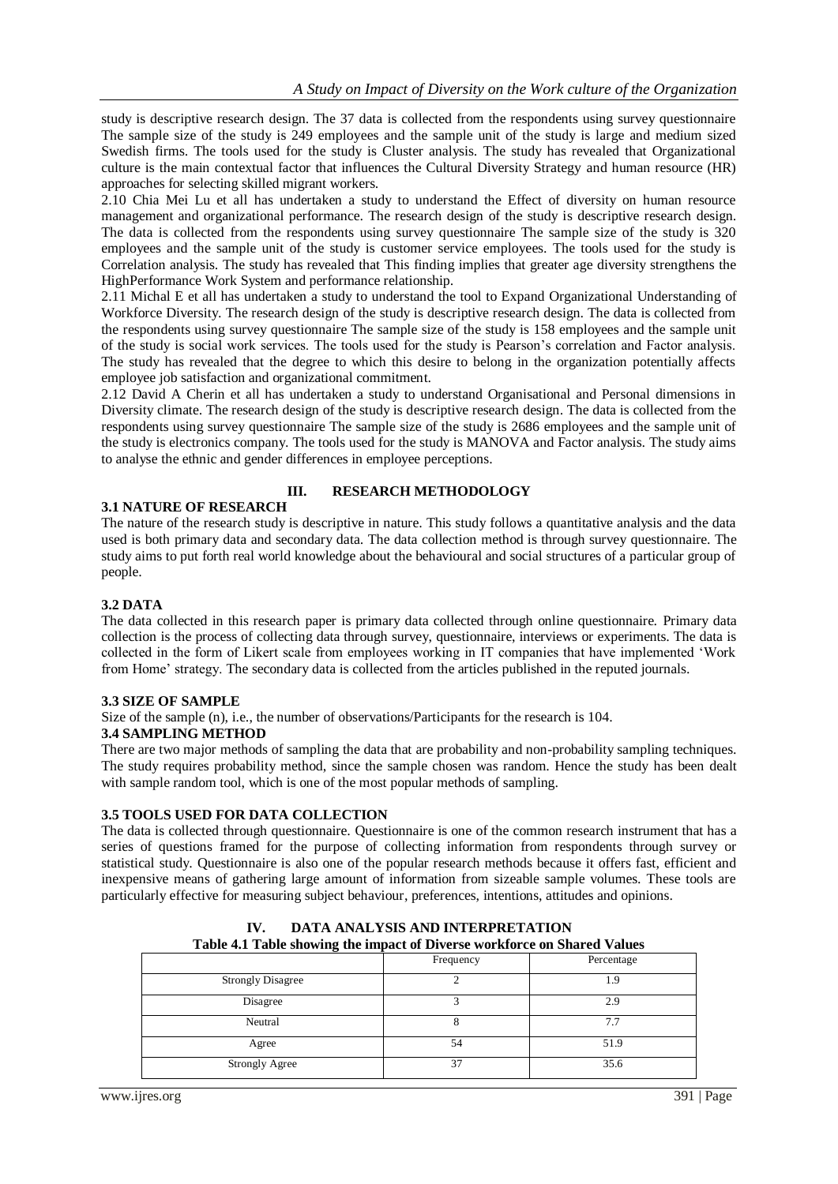study is descriptive research design. The 37 data is collected from the respondents using survey questionnaire The sample size of the study is 249 employees and the sample unit of the study is large and medium sized Swedish firms. The tools used for the study is Cluster analysis. The study has revealed that Organizational culture is the main contextual factor that influences the Cultural Diversity Strategy and human resource (HR) approaches for selecting skilled migrant workers.

2.10 Chia Mei Lu et all has undertaken a study to understand the Effect of diversity on human resource management and organizational performance. The research design of the study is descriptive research design. The data is collected from the respondents using survey questionnaire The sample size of the study is 320 employees and the sample unit of the study is customer service employees. The tools used for the study is Correlation analysis. The study has revealed that This finding implies that greater age diversity strengthens the HighPerformance Work System and performance relationship.

2.11 Michal E et all has undertaken a study to understand the tool to Expand Organizational Understanding of Workforce Diversity. The research design of the study is descriptive research design. The data is collected from the respondents using survey questionnaire The sample size of the study is 158 employees and the sample unit of the study is social work services. The tools used for the study is Pearson's correlation and Factor analysis. The study has revealed that the degree to which this desire to belong in the organization potentially affects employee job satisfaction and organizational commitment.

2.12 David A Cherin et all has undertaken a study to understand Organisational and Personal dimensions in Diversity climate. The research design of the study is descriptive research design. The data is collected from the respondents using survey questionnaire The sample size of the study is 2686 employees and the sample unit of the study is electronics company. The tools used for the study is MANOVA and Factor analysis. The study aims to analyse the ethnic and gender differences in employee perceptions.

## III. RESEARCH METHODOLOGY

### 3.1 NATURE OF RESEARCH

The nature of the research study is descriptive in nature. This study follows a quantitative analysis and the data used is both primary data and secondary data. The data collection method is through survey questionnaire. The study aims to put forth real world knowledge about the behavioural and social structures of a particular group of people.

### 3.2 DATA

The data collected in this research paper is primary data collected through online questionnaire. Primary data collection is the process of collecting data through survey, questionnaire, interviews or experiments. The data is collected in the form of Likert scale from employees working in IT companies that have implemented 'Work from Home' strategy. The secondary data is collected from the articles published in the reputed journals.

### 3.3 SIZE OF SAMPLE

Size of the sample (n), i.e., the number of observations/Participants for the research is 104.

### 3.4 SAMPLING METHOD

There are two major methods of sampling the data that are probability and non-probability sampling techniques. The study requires probability method, since the sample chosen was random. Hence the study has been dealt with sample random tool, which is one of the most popular methods of sampling.

### 3.5 TOOLS USED FOR DATA COLLECTION

The data is collected through questionnaire. Questionnaire is one of the common research instrument that has a series of questions framed for the purpose of collecting information from respondents through survey or statistical study. Questionnaire is also one of the popular research methods because it offers fast, efficient and inexpensive means of gathering large amount of information from sizeable sample volumes. These tools are particularly effective for measuring subject behaviour, preferences, intentions, attitudes and opinions.

## IV. DATA ANALYSIS AND INTERPRETATION

**Table 4.1 Table showing the impact of Diverse workforce on Shared Values**

| | Frequency | Percentage |
|---|---|---|
| Strongly Disagree | 2 | 1.9 |
| Disagree | 3 | 2.9 |
| Neutral | 8 | 7.7 |
| Agree | 54 | 51.9 |
| Strongly Agree | 37 | 35.6 |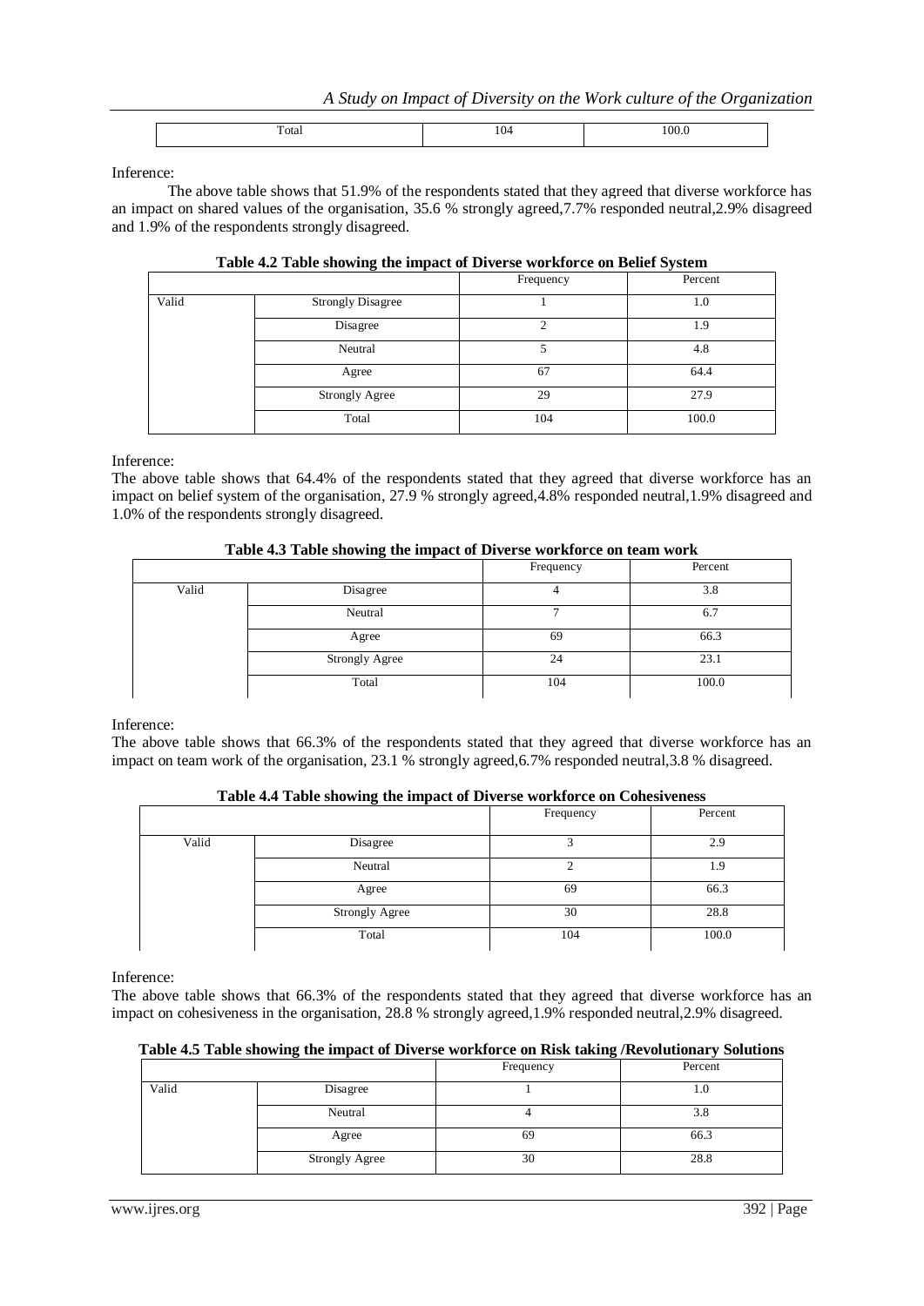| Total | 104 | 100.0 |
|---|---|---|

Inference:

The above table shows that 51.9% of the respondents stated that they agreed that diverse workforce has an impact on shared values of the organisation, 35.6 % strongly agreed,7.7% responded neutral,2.9% disagreed and 1.9% of the respondents strongly disagreed.

**Table 4.2 Table showing the impact of Diverse workforce on Belief System**

| | | Frequency | Percent |
|---|---|---|---|
| Valid | Strongly Disagree | 1 | 1.0 |
| | Disagree | 2 | 1.9 |
| | Neutral | 5 | 4.8 |
| | Agree | 67 | 64.4 |
| | Strongly Agree | 29 | 27.9 |
| | Total | 104 | 100.0 |

Inference:

The above table shows that 64.4% of the respondents stated that they agreed that diverse workforce has an impact on belief system of the organisation, 27.9 % strongly agreed,4.8% responded neutral,1.9% disagreed and 1.0% of the respondents strongly disagreed.

**Table 4.3 Table showing the impact of Diverse workforce on team work**

| | | Frequency | Percent |
|---|---|---|---|
| Valid | Disagree | 4 | 3.8 |
| | Neutral | 7 | 6.7 |
| | Agree | 69 | 66.3 |
| | Strongly Agree | 24 | 23.1 |
| | Total | 104 | 100.0 |

Inference:

The above table shows that 66.3% of the respondents stated that they agreed that diverse workforce has an impact on team work of the organisation, 23.1 % strongly agreed,6.7% responded neutral,3.8 % disagreed.

**Table 4.4 Table showing the impact of Diverse workforce on Cohesiveness**

| | | Frequency | Percent |
|---|---|---|---|
| Valid | Disagree | 3 | 2.9 |
| | Neutral | 2 | 1.9 |
| | Agree | 69 | 66.3 |
| | Strongly Agree | 30 | 28.8 |
| | Total | 104 | 100.0 |

Inference:

The above table shows that 66.3% of the respondents stated that they agreed that diverse workforce has an impact on cohesiveness in the organisation, 28.8 % strongly agreed,1.9% responded neutral,2.9% disagreed.

**Table 4.5 Table showing the impact of Diverse workforce on Risk taking /Revolutionary Solutions**

| | | Frequency | Percent |
|---|---|---|---|
| Valid | Disagree | 1 | 1.0 |
| | Neutral | 4 | 3.8 |
| | Agree | 69 | 66.3 |
| | Strongly Agree | 30 | 28.8 |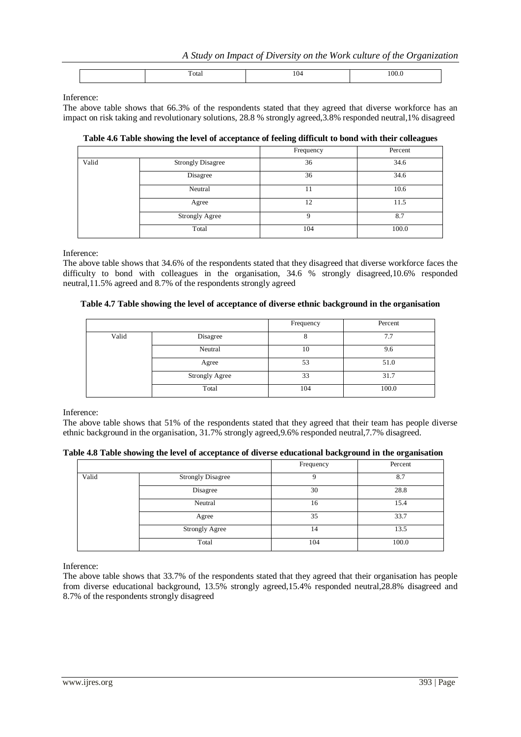|  | Total | 104 | 100.0 |
|---|---|---|---|

Inference:

The above table shows that 66.3% of the respondents stated that they agreed that diverse workforce has an impact on risk taking and revolutionary solutions, 28.8 % strongly agreed,3.8% responded neutral,1% disagreed

**Table 4.6 Table showing the level of acceptance of feeling difficult to bond with their colleagues**

|  |  | Frequency | Percent |
|---|---|---|---|
| Valid | Strongly Disagree | 36 | 34.6 |
|  | Disagree | 36 | 34.6 |
|  | Neutral | 11 | 10.6 |
|  | Agree | 12 | 11.5 |
|  | Strongly Agree | 9 | 8.7 |
|  | Total | 104 | 100.0 |

Inference:

The above table shows that 34.6% of the respondents stated that they disagreed that diverse workforce faces the difficulty to bond with colleagues in the organisation, 34.6 % strongly disagreed,10.6% responded neutral,11.5% agreed and 8.7% of the respondents strongly agreed

**Table 4.7 Table showing the level of acceptance of diverse ethnic background in the organisation**

|  |  | Frequency | Percent |
|---|---|---|---|
| Valid | Disagree | 8 | 7.7 |
|  | Neutral | 10 | 9.6 |
|  | Agree | 53 | 51.0 |
|  | Strongly Agree | 33 | 31.7 |
|  | Total | 104 | 100.0 |

Inference:

The above table shows that 51% of the respondents stated that they agreed that their team has people diverse ethnic background in the organisation, 31.7% strongly agreed,9.6% responded neutral,7.7% disagreed.

**Table 4.8 Table showing the level of acceptance of diverse educational background in the organisation**

|  |  | Frequency | Percent |
|---|---|---|---|
| Valid | Strongly Disagree | 9 | 8.7 |
|  | Disagree | 30 | 28.8 |
|  | Neutral | 16 | 15.4 |
|  | Agree | 35 | 33.7 |
|  | Strongly Agree | 14 | 13.5 |
|  | Total | 104 | 100.0 |

Inference:

The above table shows that 33.7% of the respondents stated that they agreed that their organisation has people from diverse educational background, 13.5% strongly agreed,15.4% responded neutral,28.8% disagreed and 8.7% of the respondents strongly disagreed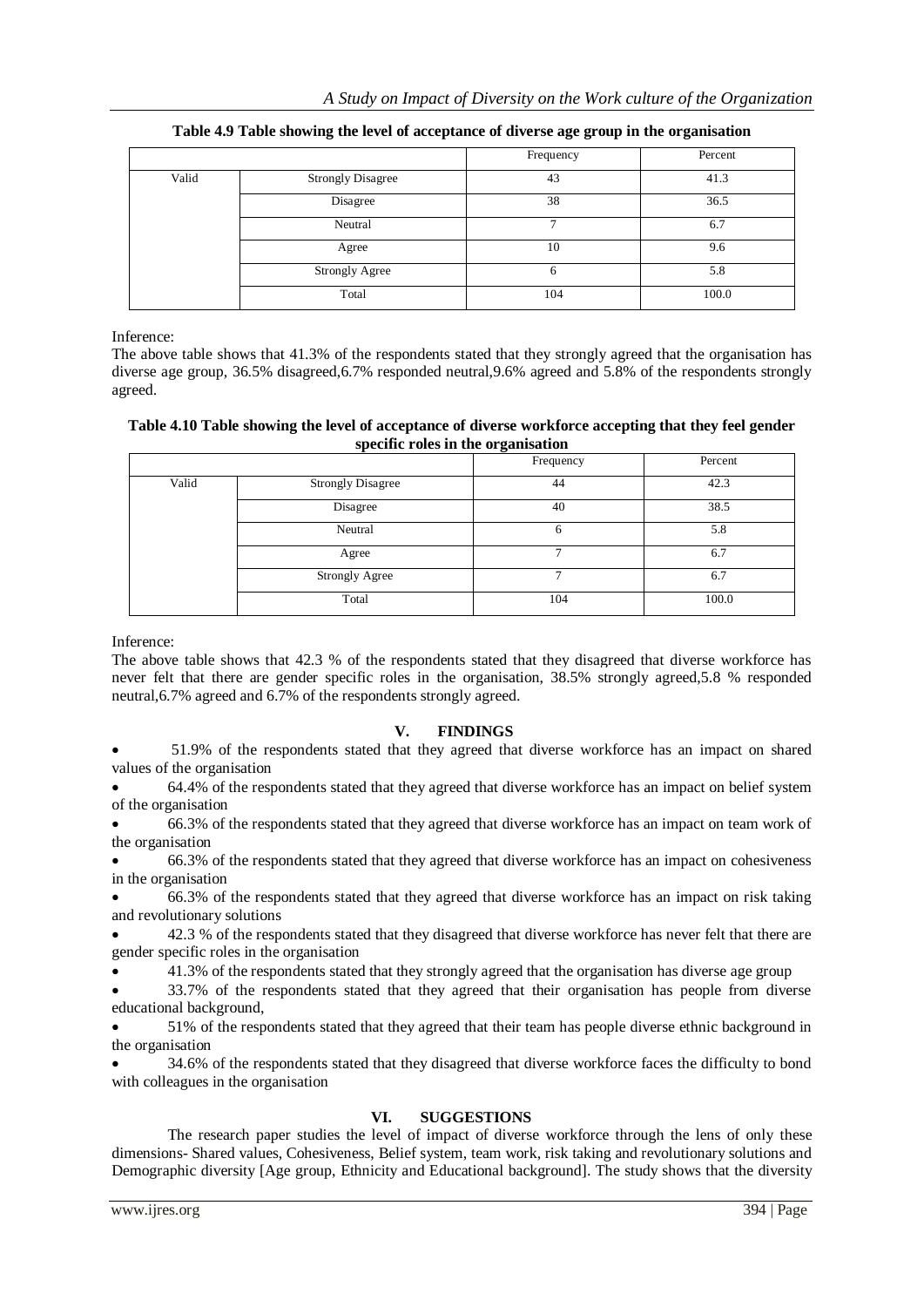**Table 4.9 Table showing the level of acceptance of diverse age group in the organisation**

| | | Frequency | Percent |
|---|---|---|---|
| Valid | Strongly Disagree | 43 | 41.3 |
| | Disagree | 38 | 36.5 |
| | Neutral | 7 | 6.7 |
| | Agree | 10 | 9.6 |
| | Strongly Agree | 6 | 5.8 |
| | Total | 104 | 100.0 |

Inference:
The above table shows that 41.3% of the respondents stated that they strongly agreed that the organisation has diverse age group, 36.5% disagreed,6.7% responded neutral,9.6% agreed and 5.8% of the respondents strongly agreed.

**Table 4.10 Table showing the level of acceptance of diverse workforce accepting that they feel gender specific roles in the organisation**

| | | Frequency | Percent |
|---|---|---|---|
| Valid | Strongly Disagree | 44 | 42.3 |
| | Disagree | 40 | 38.5 |
| | Neutral | 6 | 5.8 |
| | Agree | 7 | 6.7 |
| | Strongly Agree | 7 | 6.7 |
| | Total | 104 | 100.0 |

Inference:
The above table shows that 42.3 % of the respondents stated that they disagreed that diverse workforce has never felt that there are gender specific roles in the organisation, 38.5% strongly agreed,5.8 % responded neutral,6.7% agreed and 6.7% of the respondents strongly agreed.

## V. FINDINGS

- 51.9% of the respondents stated that they agreed that diverse workforce has an impact on shared values of the organisation
- 64.4% of the respondents stated that they agreed that diverse workforce has an impact on belief system of the organisation
- 66.3% of the respondents stated that they agreed that diverse workforce has an impact on team work of the organisation
- 66.3% of the respondents stated that they agreed that diverse workforce has an impact on cohesiveness in the organisation
- 66.3% of the respondents stated that they agreed that diverse workforce has an impact on risk taking and revolutionary solutions
- 42.3 % of the respondents stated that they disagreed that diverse workforce has never felt that there are gender specific roles in the organisation
- 41.3% of the respondents stated that they strongly agreed that the organisation has diverse age group
- 33.7% of the respondents stated that they agreed that their organisation has people from diverse educational background,
- 51% of the respondents stated that they agreed that their team has people diverse ethnic background in the organisation
- 34.6% of the respondents stated that they disagreed that diverse workforce faces the difficulty to bond with colleagues in the organisation

## VI. SUGGESTIONS

The research paper studies the level of impact of diverse workforce through the lens of only these dimensions- Shared values, Cohesiveness, Belief system, team work, risk taking and revolutionary solutions and Demographic diversity [Age group, Ethnicity and Educational background]. The study shows that the diversity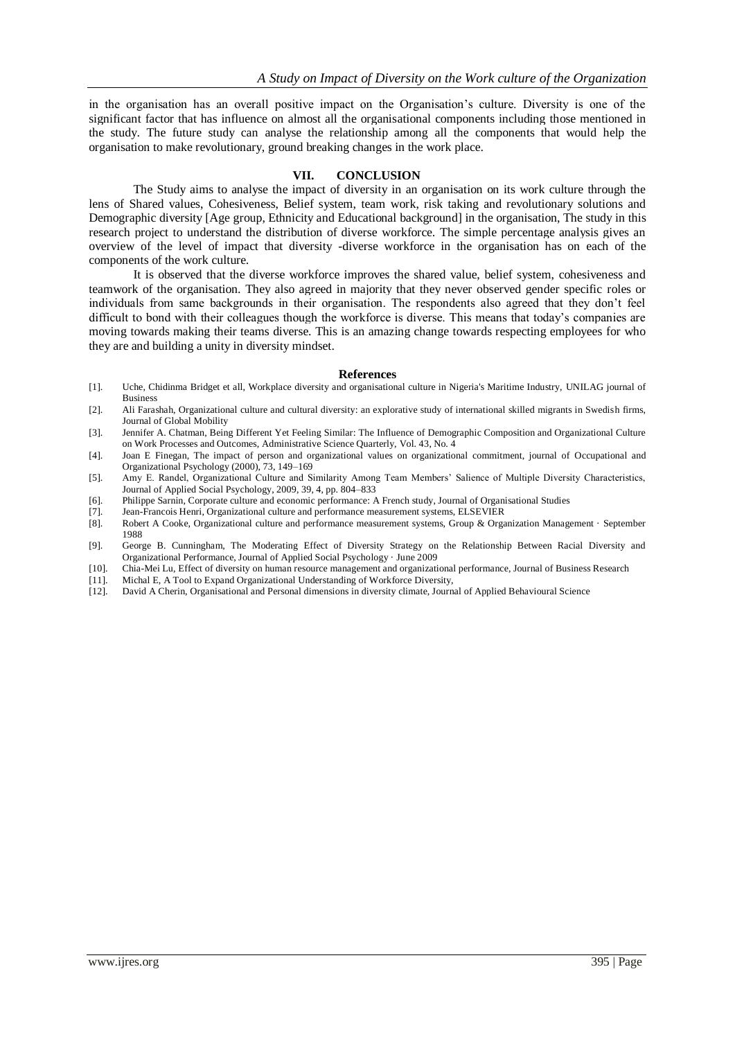in the organisation has an overall positive impact on the Organisation's culture. Diversity is one of the significant factor that has influence on almost all the organisational components including those mentioned in the study. The future study can analyse the relationship among all the components that would help the organisation to make revolutionary, ground breaking changes in the work place.

## VII. CONCLUSION

The Study aims to analyse the impact of diversity in an organisation on its work culture through the lens of Shared values, Cohesiveness, Belief system, team work, risk taking and revolutionary solutions and Demographic diversity [Age group, Ethnicity and Educational background] in the organisation, The study in this research project to understand the distribution of diverse workforce. The simple percentage analysis gives an overview of the level of impact that diversity -diverse workforce in the organisation has on each of the components of the work culture.

It is observed that the diverse workforce improves the shared value, belief system, cohesiveness and teamwork of the organisation. They also agreed in majority that they never observed gender specific roles or individuals from same backgrounds in their organisation. The respondents also agreed that they don't feel difficult to bond with their colleagues though the workforce is diverse. This means that today's companies are moving towards making their teams diverse. This is an amazing change towards respecting employees for who they are and building a unity in diversity mindset.

## References

[1]. Uche, Chidinma Bridget et all, Workplace diversity and organisational culture in Nigeria's Maritime Industry, UNILAG journal of Business

[2]. Ali Farashah, Organizational culture and cultural diversity: an explorative study of international skilled migrants in Swedish firms, Journal of Global Mobility

[3]. Jennifer A. Chatman, Being Different Yet Feeling Similar: The Influence of Demographic Composition and Organizational Culture on Work Processes and Outcomes, Administrative Science Quarterly, Vol. 43, No. 4

[4]. Joan E Finegan, The impact of person and organizational values on organizational commitment, journal of Occupational and Organizational Psychology (2000), 73, 149–169

[5]. Amy E. Randel, Organizational Culture and Similarity Among Team Members' Salience of Multiple Diversity Characteristics, Journal of Applied Social Psychology, 2009, 39, 4, pp. 804–833

[6]. Philippe Sarnin, Corporate culture and economic performance: A French study, Journal of Organisational Studies

[7]. Jean-Francois Henri, Organizational culture and performance measurement systems, ELSEVIER

[8]. Robert A Cooke, Organizational culture and performance measurement systems, Group & Organization Management · September 1988

[9]. George B. Cunningham, The Moderating Effect of Diversity Strategy on the Relationship Between Racial Diversity and Organizational Performance, Journal of Applied Social Psychology · June 2009

[10]. Chia-Mei Lu, Effect of diversity on human resource management and organizational performance, Journal of Business Research

[11]. Michal E, A Tool to Expand Organizational Understanding of Workforce Diversity,

[12]. David A Cherin, Organisational and Personal dimensions in diversity climate, Journal of Applied Behavioural Science